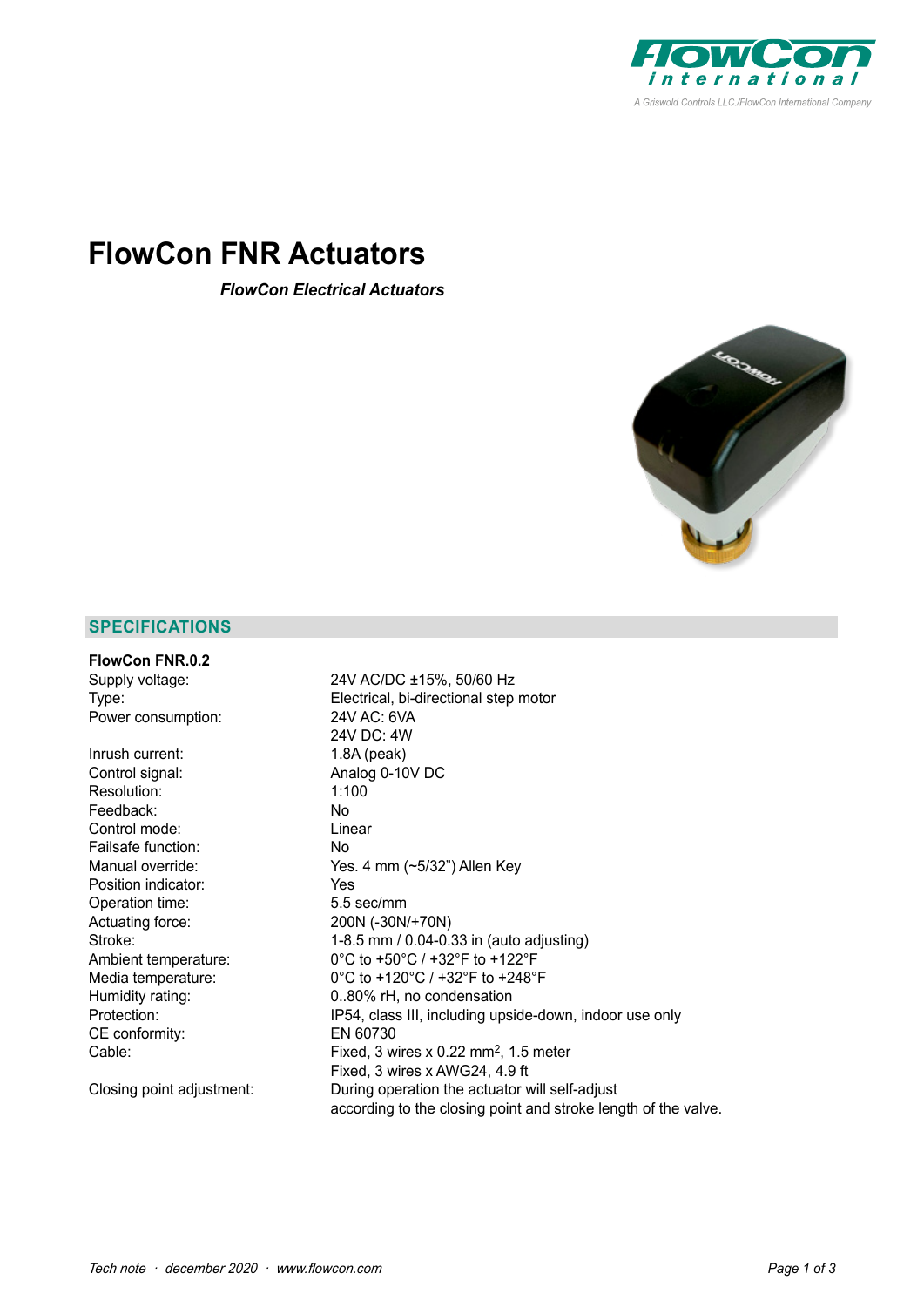# FlowCon FNR Actuators

***FlowCon Electrical Actuators***

## SPECIFICATIONS

**FlowCon FNR.0.2**

| | |
|---|---|
| Supply voltage: | 24V AC/DC ±15%, 50/60 Hz |
| Type: | Electrical, bi-directional step motor |
| Power consumption: | 24V AC: 6VA<br>24V DC: 4W |
| Inrush current: | 1.8A (peak) |
| Control signal: | Analog 0-10V DC |
| Resolution: | 1:100 |
| Feedback: | No |
| Control mode: | Linear |
| Failsafe function: | No |
| Manual override: | Yes. 4 mm (~5/32") Allen Key |
| Position indicator: | Yes |
| Operation time: | 5.5 sec/mm |
| Actuating force: | 200N (-30N/+70N) |
| Stroke: | 1-8.5 mm / 0.04-0.33 in (auto adjusting) |
| Ambient temperature: | 0°C to +50°C / +32°F to +122°F |
| Media temperature: | 0°C to +120°C / +32°F to +248°F |
| Humidity rating: | 0..80% rH, no condensation |
| Protection: | IP54, class III, including upside-down, indoor use only |
| CE conformity: | EN 60730 |
| Cable: | Fixed, 3 wires x 0.22 mm$^2$, 1.5 meter<br>Fixed, 3 wires x AWG24, 4.9 ft |
| Closing point adjustment: | During operation the actuator will self-adjust according to the closing point and stroke length of the valve. |

*Tech note · december 2020 · www.flowcon.com*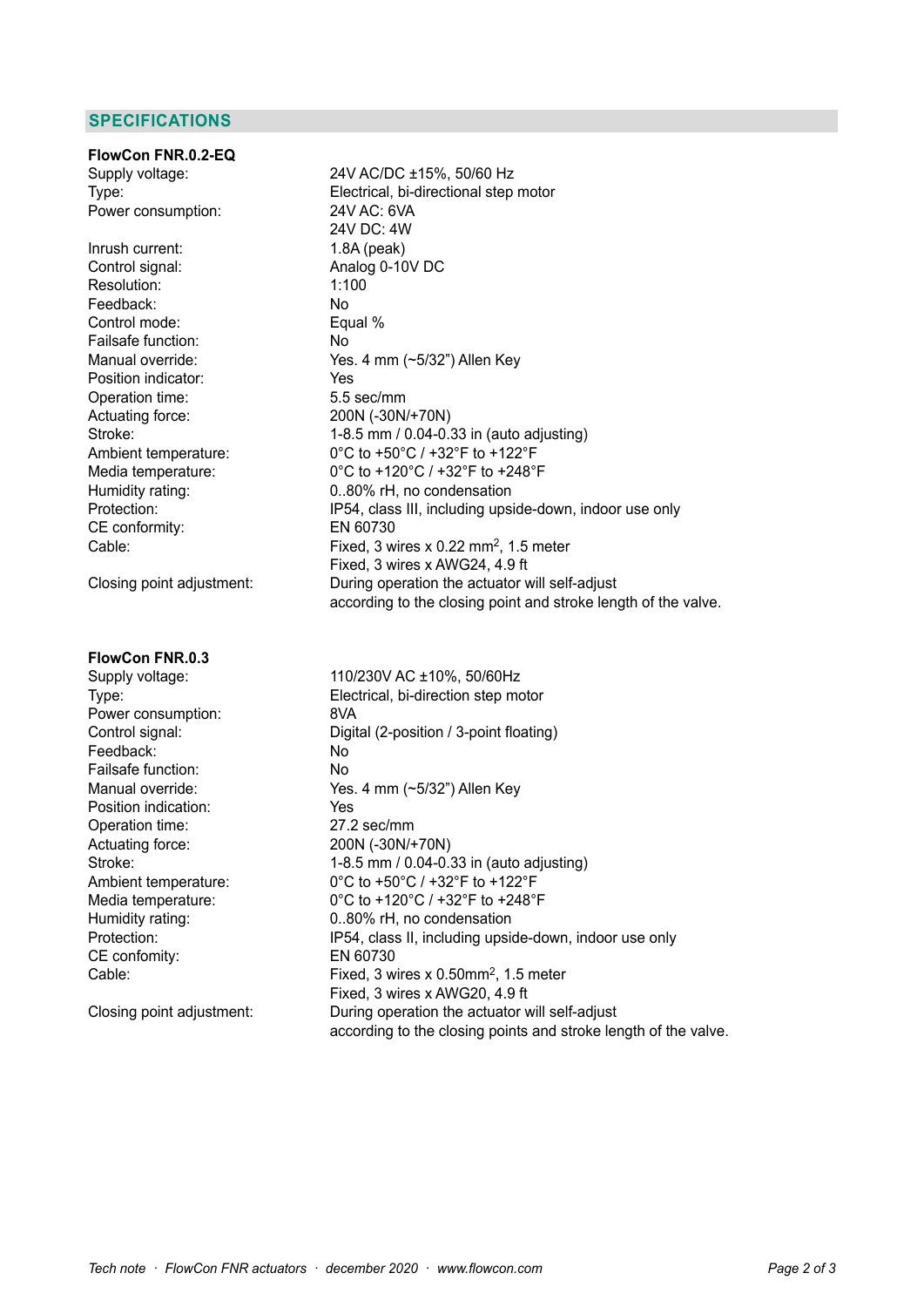## SPECIFICATIONS

### FlowCon FNR.0.2-EQ

| | |
|---|---|
| Supply voltage: | 24V AC/DC ±15%, 50/60 Hz |
| Type: | Electrical, bi-directional step motor |
| Power consumption: | 24V AC: 6VA<br>24V DC: 4W |
| Inrush current: | 1.8A (peak) |
| Control signal: | Analog 0-10V DC |
| Resolution: | 1:100 |
| Feedback: | No |
| Control mode: | Equal % |
| Failsafe function: | No |
| Manual override: | Yes. 4 mm (~5/32") Allen Key |
| Position indicator: | Yes |
| Operation time: | 5.5 sec/mm |
| Actuating force: | 200N (-30N/+70N) |
| Stroke: | 1-8.5 mm / 0.04-0.33 in (auto adjusting) |
| Ambient temperature: | 0°C to +50°C / +32°F to +122°F |
| Media temperature: | 0°C to +120°C / +32°F to +248°F |
| Humidity rating: | 0..80% rH, no condensation |
| Protection: | IP54, class III, including upside-down, indoor use only |
| CE conformity: | EN 60730 |
| Cable: | Fixed, 3 wires x 0.22 $mm^2$, 1.5 meter<br>Fixed, 3 wires x AWG24, 4.9 ft |
| Closing point adjustment: | During operation the actuator will self-adjust according to the closing point and stroke length of the valve. |

### FlowCon FNR.0.3

| | |
|---|---|
| Supply voltage: | 110/230V AC ±10%, 50/60Hz |
| Type: | Electrical, bi-direction step motor |
| Power consumption: | 8VA |
| Control signal: | Digital (2-position / 3-point floating) |
| Feedback: | No |
| Failsafe function: | No |
| Manual override: | Yes. 4 mm (~5/32") Allen Key |
| Position indication: | Yes |
| Operation time: | 27.2 sec/mm |
| Actuating force: | 200N (-30N/+70N) |
| Stroke: | 1-8.5 mm / 0.04-0.33 in (auto adjusting) |
| Ambient temperature: | 0°C to +50°C / +32°F to +122°F |
| Media temperature: | 0°C to +120°C / +32°F to +248°F |
| Humidity rating: | 0..80% rH, no condensation |
| Protection: | IP54, class II, including upside-down, indoor use only |
| CE confomity: | EN 60730 |
| Cable: | Fixed, 3 wires x 0.50$mm^2$, 1.5 meter<br>Fixed, 3 wires x AWG20, 4.9 ft |
| Closing point adjustment: | During operation the actuator will self-adjust according to the closing points and stroke length of the valve. |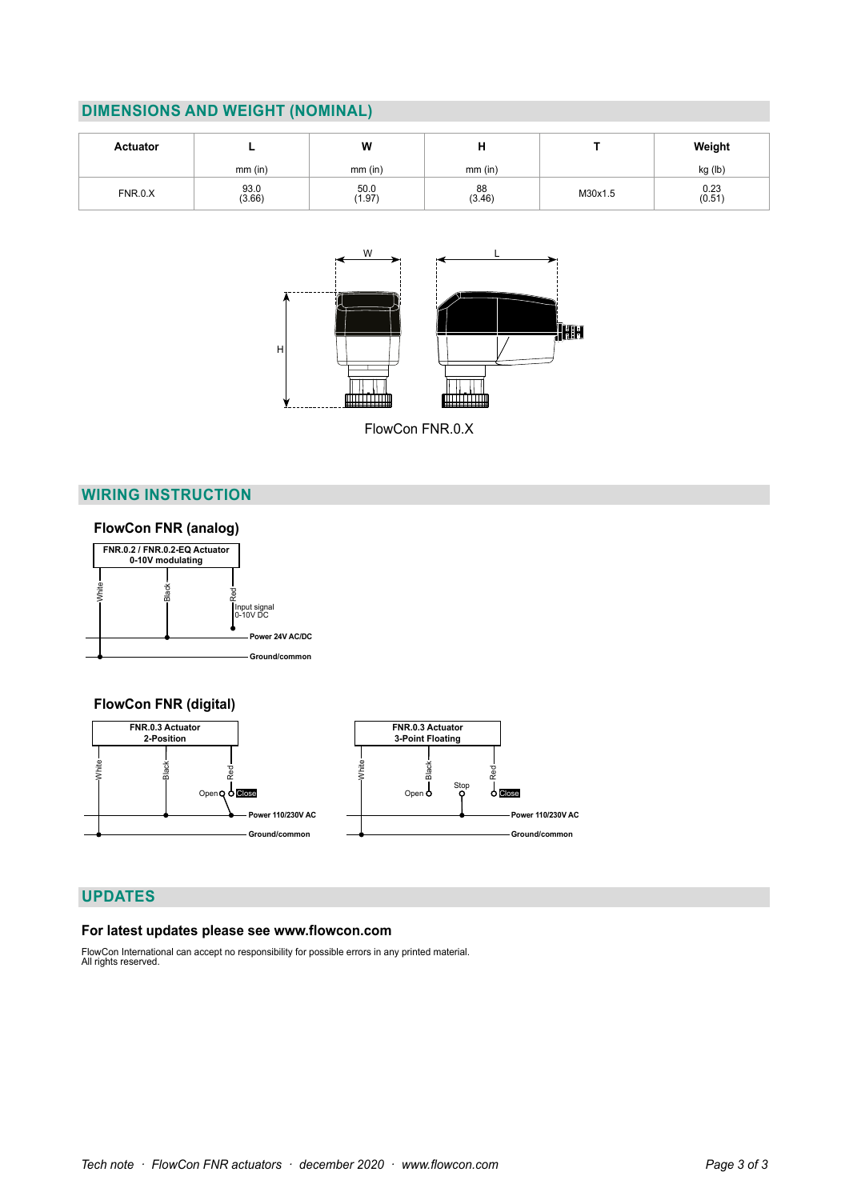## DIMENSIONS AND WEIGHT (NOMINAL)

| Actuator | L<br>mm (in) | W<br>mm (in) | H<br>mm (in) | T | Weight<br>kg (lb) |
|---|---|---|---|---|---|
| FNR.0.X | 93.0<br>(3.66) | 50.0<br>(1.97) | 88<br>(3.46) | M30x1.5 | 0.23<br>(0.51) |

W

L

H

FlowCon FNR.0.X

## WIRING INSTRUCTION

### FlowCon FNR (analog)

FNR.0.2 / FNR.0.2-EQ Actuator
0-10V modulating

White

Black

Red

Input signal
0-10V DC

Power 24V AC/DC

Ground/common

### FlowCon FNR (digital)

FNR.0.3 Actuator
2-Position

White

Black

Red

Open

Close

Power 110/230V AC

Ground/common

FNR.0.3 Actuator
3-Point Floating

White

Black

Red

Open

Stop

Close

Power 110/230V AC

Ground/common

## UPDATES

**For latest updates please see www.flowcon.com**

FlowCon International can accept no responsibility for possible errors in any printed material.
All rights reserved.